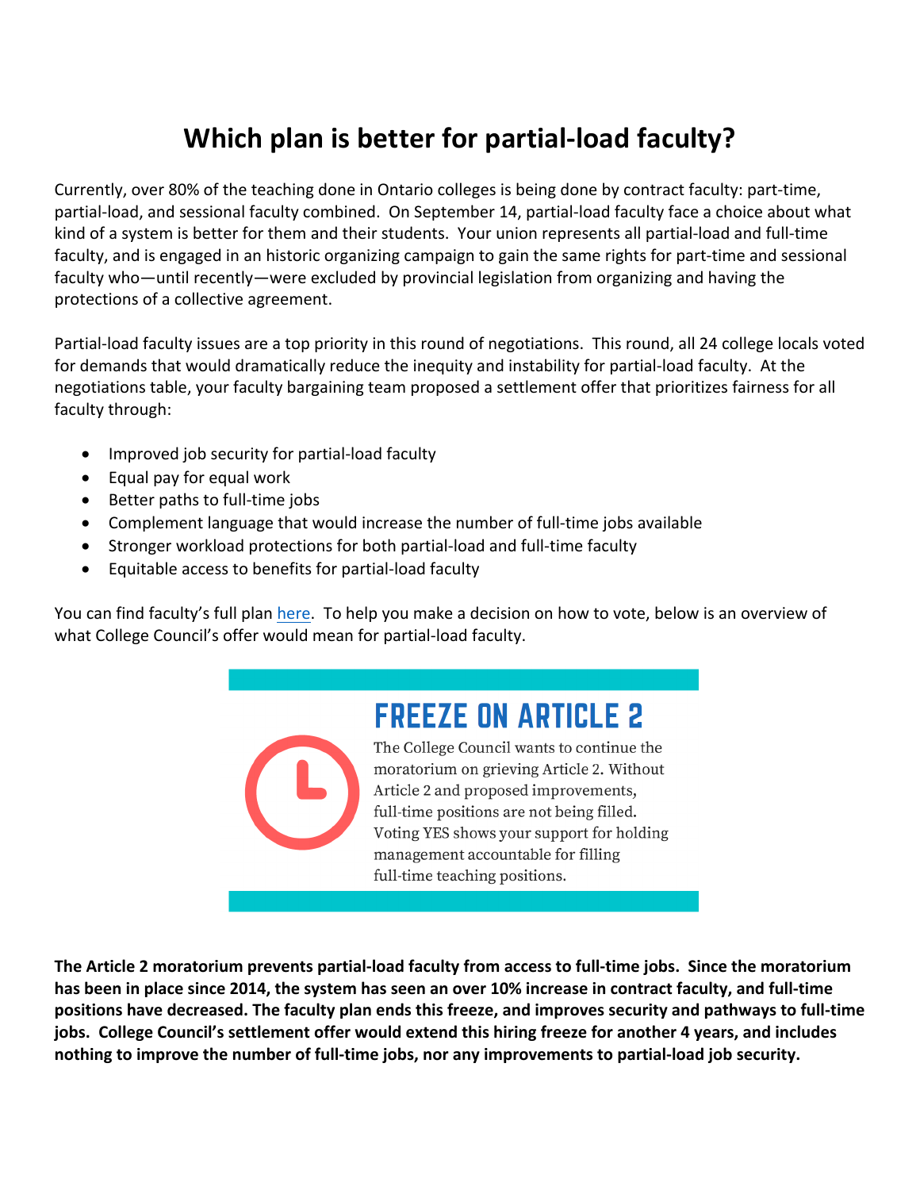# Which plan is better for partial-load faculty?

Currently, over 80% of the teaching done in Ontario colleges is being done by contract faculty: part-time, partial-load, and sessional faculty combined. On September 14, partial-load faculty face a choice about what kind of a system is better for them and their students. Your union represents all partial-load and full-time faculty, and is engaged in an historic organizing campaign to gain the same rights for part-time and sessional faculty who—until recently—were excluded by provincial legislation from organizing and having the protections of a collective agreement.

Partial-load faculty issues are a top priority in this round of negotiations. This round, all 24 college locals voted for demands that would dramatically reduce the inequity and instability for partial-load faculty. At the negotiations table, your faculty bargaining team proposed a settlement offer that prioritizes fairness for all faculty through:

- Improved job security for partial-load faculty
- Equal pay for equal work
- Better paths to full-time jobs
- Complement language that would increase the number of full-time jobs available
- Stronger workload protections for both partial-load and full-time faculty
- Equitable access to benefits for partial-load faculty

You can find faculty's full plan here. To help you make a decision on how to vote, below is an overview of what College Council's offer would mean for partial-load faculty.

## FREEZE ON ARTICLE 2

The College Council wants to continue the moratorium on grieving Article 2. Without Article 2 and proposed improvements, full-time positions are not being filled. Voting YES shows your support for holding management accountable for filling full-time teaching positions.

**The Article 2 moratorium prevents partial-load faculty from access to full-time jobs. Since the moratorium has been in place since 2014, the system has seen an over 10% increase in contract faculty, and full-time positions have decreased. The faculty plan ends this freeze, and improves security and pathways to full-time jobs. College Council's settlement offer would extend this hiring freeze for another 4 years, and includes nothing to improve the number of full-time jobs, nor any improvements to partial-load job security.**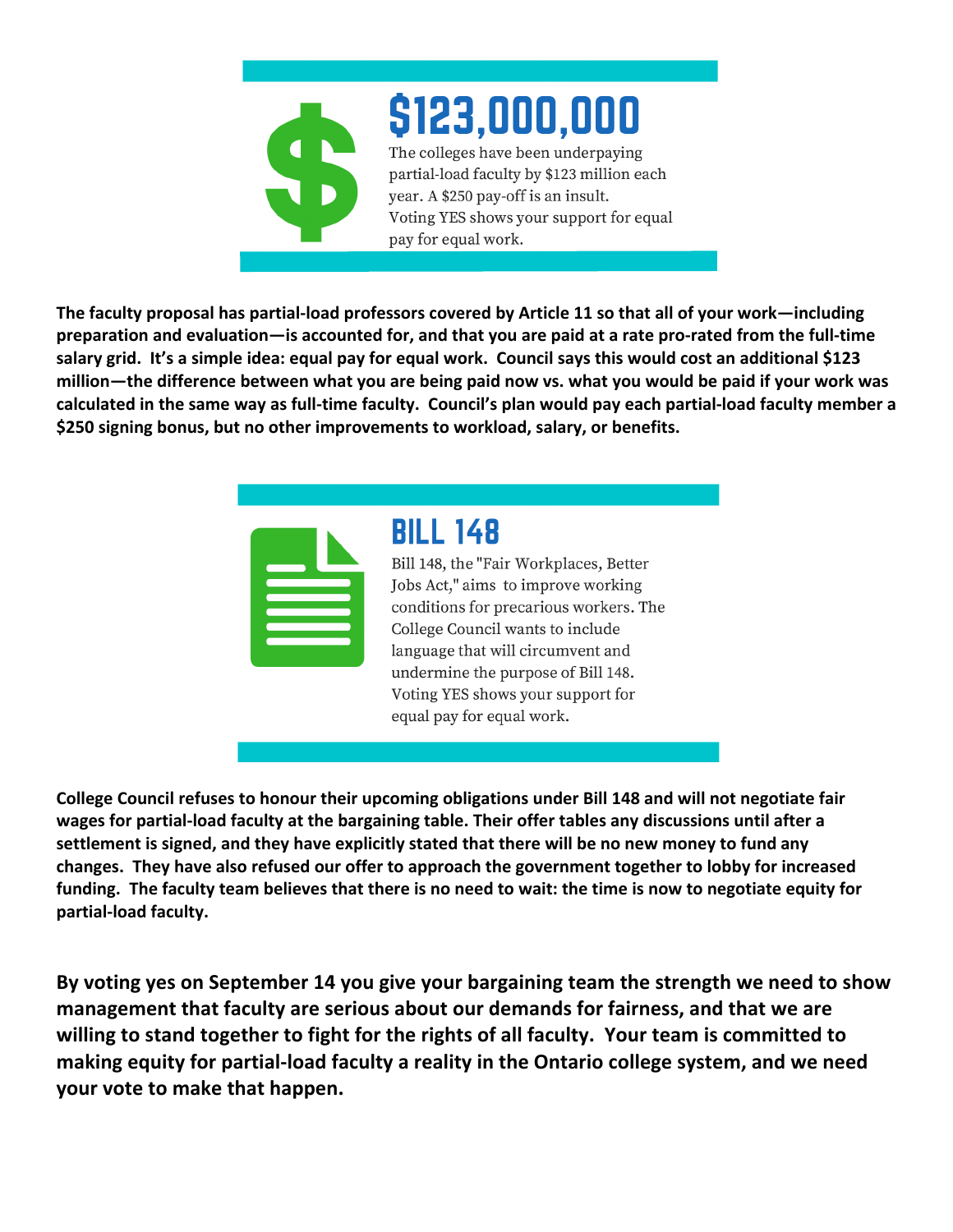## $123,000,000

The colleges have been underpaying partial-load faculty by $123 million each year. A $250 pay-off is an insult. Voting YES shows your support for equal pay for equal work.

**The faculty proposal has partial-load professors covered by Article 11 so that all of your work—including preparation and evaluation—is accounted for, and that you are paid at a rate pro-rated from the full-time salary grid. It's a simple idea: equal pay for equal work. Council says this would cost an additional $123 million—the difference between what you are being paid now vs. what you would be paid if your work was calculated in the same way as full-time faculty. Council's plan would pay each partial-load faculty member a $250 signing bonus, but no other improvements to workload, salary, or benefits.**

## BILL 148

Bill 148, the "Fair Workplaces, Better Jobs Act," aims to improve working conditions for precarious workers. The College Council wants to include language that will circumvent and undermine the purpose of Bill 148. Voting YES shows your support for equal pay for equal work.

**College Council refuses to honour their upcoming obligations under Bill 148 and will not negotiate fair wages for partial-load faculty at the bargaining table. Their offer tables any discussions until after a settlement is signed, and they have explicitly stated that there will be no new money to fund any changes. They have also refused our offer to approach the government together to lobby for increased funding. The faculty team believes that there is no need to wait: the time is now to negotiate equity for partial-load faculty.**

**By voting yes on September 14 you give your bargaining team the strength we need to show management that faculty are serious about our demands for fairness, and that we are willing to stand together to fight for the rights of all faculty. Your team is committed to making equity for partial-load faculty a reality in the Ontario college system, and we need your vote to make that happen.**